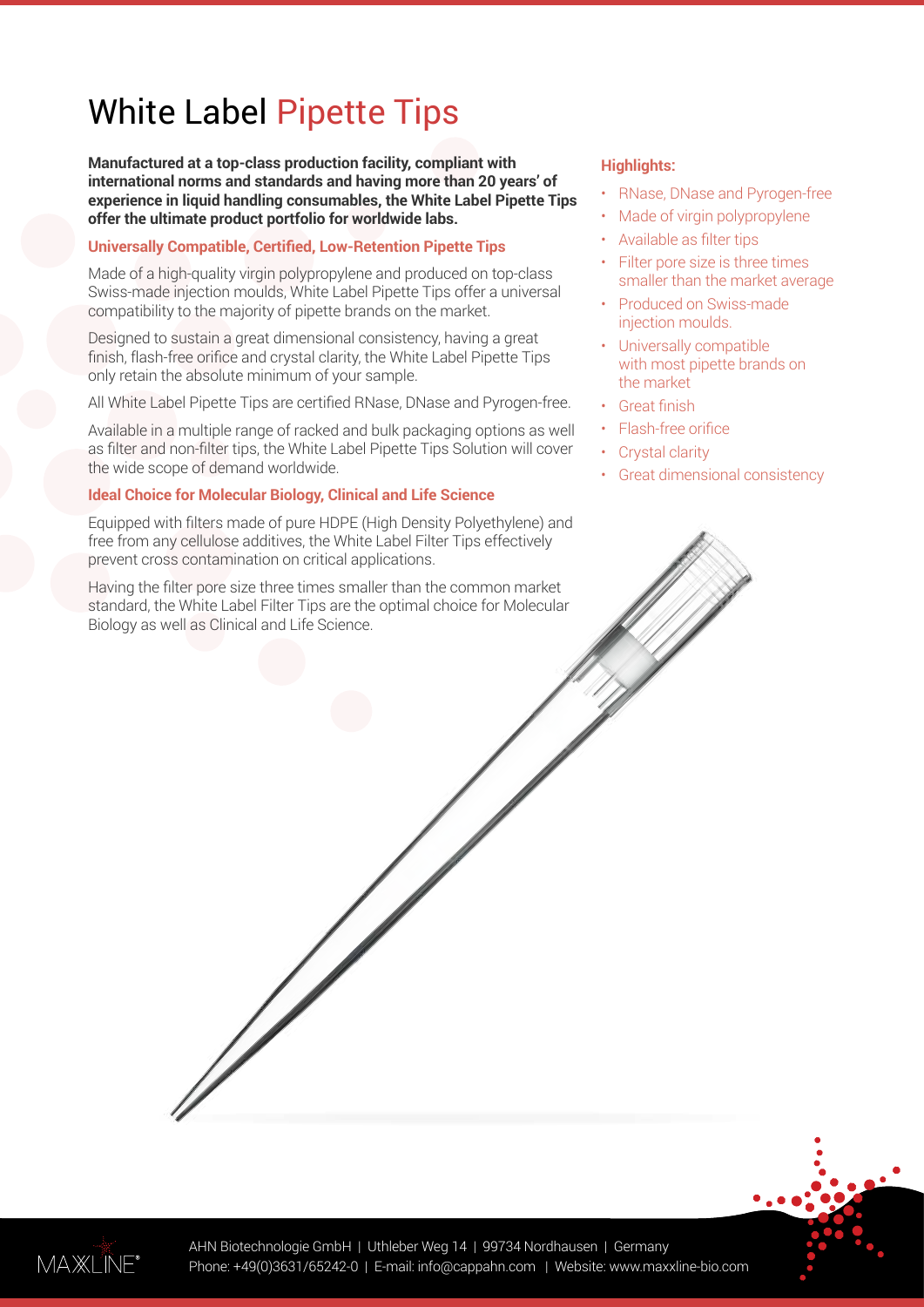# White Label Pipette Tips

**Manufactured at a top-class production facility, compliant with international norms and standards and having more than 20 years' of experience in liquid handling consumables, the White Label Pipette Tips offer the ultimate product portfolio for worldwide labs.**

### Universally Compatible, Certified, Low-Retention Pipette Tips

Made of a high-quality virgin polypropylene and produced on top-class Swiss-made injection moulds, White Label Pipette Tips offer a universal compatibility to the majority of pipette brands on the market.

Designed to sustain a great dimensional consistency, having a great finish, flash-free orifice and crystal clarity, the White Label Pipette Tips only retain the absolute minimum of your sample.

All White Label Pipette Tips are certified RNase, DNase and Pyrogen-free.

Available in a multiple range of racked and bulk packaging options as well as filter and non-filter tips, the White Label Pipette Tips Solution will cover the wide scope of demand worldwide.

### Ideal Choice for Molecular Biology, Clinical and Life Science

Equipped with filters made of pure HDPE (High Density Polyethylene) and free from any cellulose additives, the White Label Filter Tips effectively prevent cross contamination on critical applications.

Having the filter pore size three times smaller than the common market standard, the White Label Filter Tips are the optimal choice for Molecular Biology as well as Clinical and Life Science.

### Highlights:

- RNase, DNase and Pyrogen-free
- Made of virgin polypropylene
- Available as filter tips
- Filter pore size is three times smaller than the market average
- Produced on Swiss-made injection moulds.
- Universally compatible with most pipette brands on the market
- Great finish
- Flash-free orifice
- Crystal clarity
- Great dimensional consistency

AHN Biotechnologie GmbH | Uthleber Weg 14 | 99734 Nordhausen | Germany
Phone: +49(0)3631/65242-0 | E-mail: info@cappahn.com | Website: www.maxxline-bio.com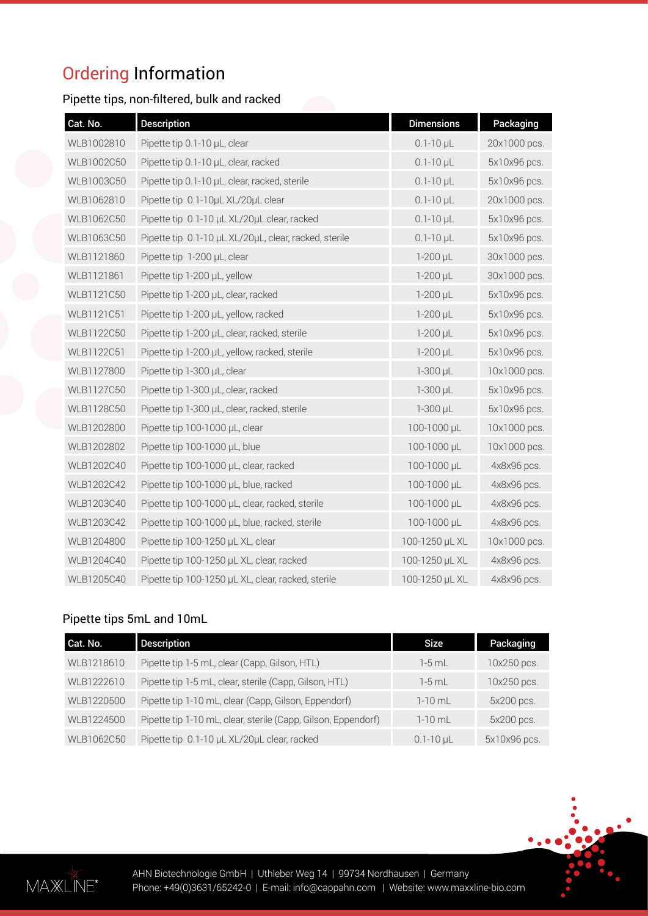# Ordering Information

## Pipette tips, non-filtered, bulk and racked

| Cat. No. | Description | Dimensions | Packaging |
|---|---|---|---|
| WLB1002810 | Pipette tip 0.1-10 µL, clear | 0.1-10 µL | 20x1000 pcs. |
| WLB1002C50 | Pipette tip 0.1-10 µL, clear, racked | 0.1-10 µL | 5x10x96 pcs. |
| WLB1003C50 | Pipette tip 0.1-10 µL, clear, racked, sterile | 0.1-10 µL | 5x10x96 pcs. |
| WLB1062810 | Pipette tip 0.1-10µL XL/20µL clear | 0.1-10 µL | 20x1000 pcs. |
| WLB1062C50 | Pipette tip 0.1-10 µL XL/20µL clear, racked | 0.1-10 µL | 5x10x96 pcs. |
| WLB1063C50 | Pipette tip 0.1-10 µL XL/20µL, clear, racked, sterile | 0.1-10 µL | 5x10x96 pcs. |
| WLB1121860 | Pipette tip 1-200 µL, clear | 1-200 µL | 30x1000 pcs. |
| WLB1121861 | Pipette tip 1-200 µL, yellow | 1-200 µL | 30x1000 pcs. |
| WLB1121C50 | Pipette tip 1-200 µL, clear, racked | 1-200 µL | 5x10x96 pcs. |
| WLB1121C51 | Pipette tip 1-200 µL, yellow, racked | 1-200 µL | 5x10x96 pcs. |
| WLB1122C50 | Pipette tip 1-200 µL, clear, racked, sterile | 1-200 µL | 5x10x96 pcs. |
| WLB1122C51 | Pipette tip 1-200 µL, yellow, racked, sterile | 1-200 µL | 5x10x96 pcs. |
| WLB1127800 | Pipette tip 1-300 µL, clear | 1-300 µL | 10x1000 pcs. |
| WLB1127C50 | Pipette tip 1-300 µL, clear, racked | 1-300 µL | 5x10x96 pcs. |
| WLB1128C50 | Pipette tip 1-300 µL, clear, racked, sterile | 1-300 µL | 5x10x96 pcs. |
| WLB1202800 | Pipette tip 100-1000 µL, clear | 100-1000 µL | 10x1000 pcs. |
| WLB1202802 | Pipette tip 100-1000 µL, blue | 100-1000 µL | 10x1000 pcs. |
| WLB1202C40 | Pipette tip 100-1000 µL, clear, racked | 100-1000 µL | 4x8x96 pcs. |
| WLB1202C42 | Pipette tip 100-1000 µL, blue, racked | 100-1000 µL | 4x8x96 pcs. |
| WLB1203C40 | Pipette tip 100-1000 µL, clear, racked, sterile | 100-1000 µL | 4x8x96 pcs. |
| WLB1203C42 | Pipette tip 100-1000 µL, blue, racked, sterile | 100-1000 µL | 4x8x96 pcs. |
| WLB1204800 | Pipette tip 100-1250 µL XL, clear | 100-1250 µL XL | 10x1000 pcs. |
| WLB1204C40 | Pipette tip 100-1250 µL XL, clear, racked | 100-1250 µL XL | 4x8x96 pcs. |
| WLB1205C40 | Pipette tip 100-1250 µL XL, clear, racked, sterile | 100-1250 µL XL | 4x8x96 pcs. |

## Pipette tips 5mL and 10mL

| Cat. No. | Description | Size | Packaging |
|---|---|---|---|
| WLB1218610 | Pipette tip 1-5 mL, clear (Capp, Gilson, HTL) | 1-5 mL | 10x250 pcs. |
| WLB1222610 | Pipette tip 1-5 mL, clear, sterile (Capp, Gilson, HTL) | 1-5 mL | 10x250 pcs. |
| WLB1220500 | Pipette tip 1-10 mL, clear (Capp, Gilson, Eppendorf) | 1-10 mL | 5x200 pcs. |
| WLB1224500 | Pipette tip 1-10 mL, clear, sterile (Capp, Gilson, Eppendorf) | 1-10 mL | 5x200 pcs. |
| WLB1062C50 | Pipette tip 0.1-10 µL XL/20µL clear, racked | 0.1-10 µL | 5x10x96 pcs. |

MAXXLINE®

AHN Biotechnologie GmbH | Uthleber Weg 14 | 99734 Nordhausen | Germany
Phone: +49(0)3631/65242-0 | E-mail: info@cappahn.com | Website: www.maxxline-bio.com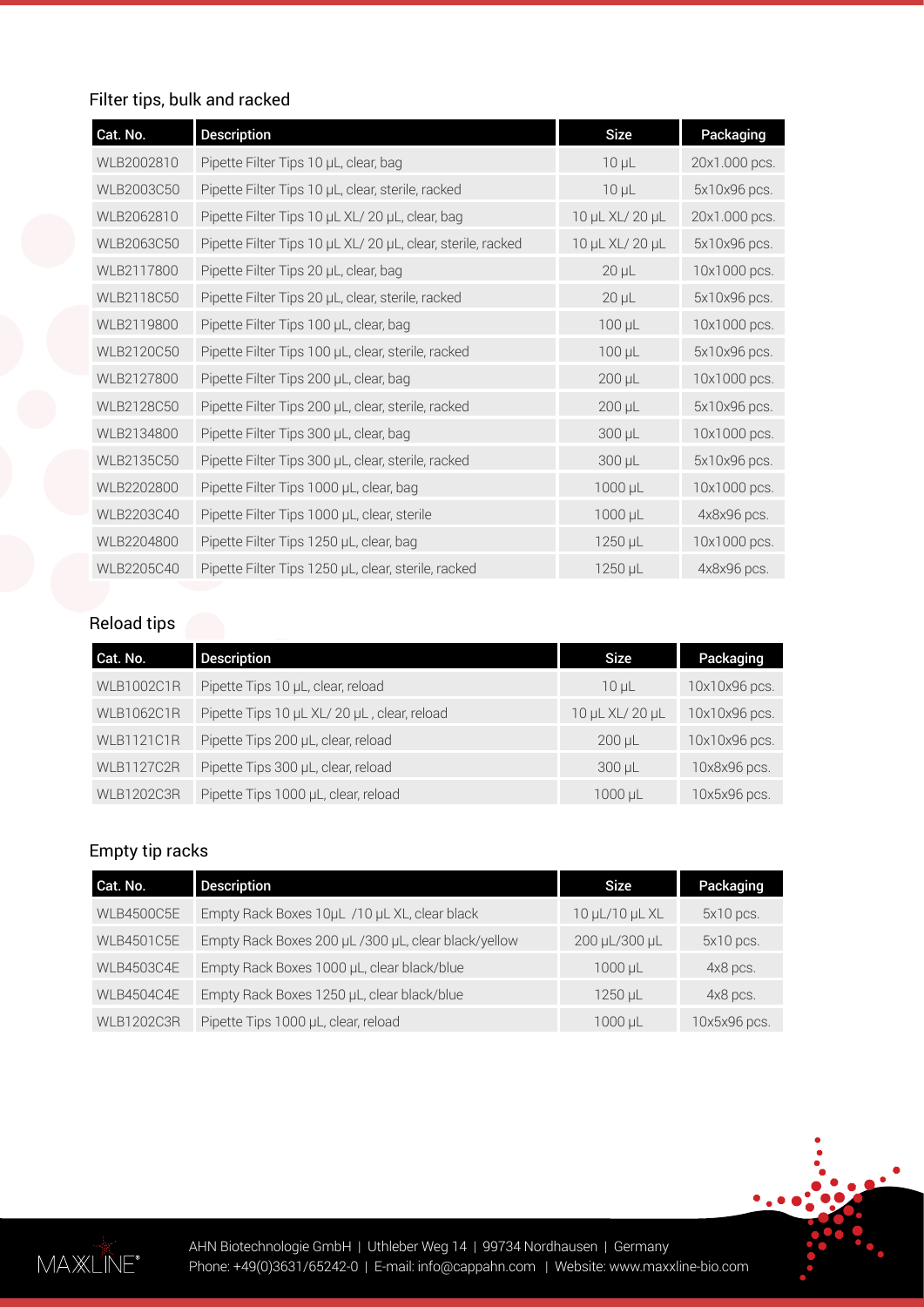## Filter tips, bulk and racked

| Cat. No. | Description | Size | Packaging |
|---|---|---|---|
| WLB2002810 | Pipette Filter Tips 10 µL, clear, bag | 10 µL | 20x1.000 pcs. |
| WLB2003C50 | Pipette Filter Tips 10 µL, clear, sterile, racked | 10 µL | 5x10x96 pcs. |
| WLB2062810 | Pipette Filter Tips 10 µL XL/ 20 µL, clear, bag | 10 µL XL/ 20 µL | 20x1.000 pcs. |
| WLB2063C50 | Pipette Filter Tips 10 µL XL/ 20 µL, clear, sterile, racked | 10 µL XL/ 20 µL | 5x10x96 pcs. |
| WLB2117800 | Pipette Filter Tips 20 µL, clear, bag | 20 µL | 10x1000 pcs. |
| WLB2118C50 | Pipette Filter Tips 20 µL, clear, sterile, racked | 20 µL | 5x10x96 pcs. |
| WLB2119800 | Pipette Filter Tips 100 µL, clear, bag | 100 µL | 10x1000 pcs. |
| WLB2120C50 | Pipette Filter Tips 100 µL, clear, sterile, racked | 100 µL | 5x10x96 pcs. |
| WLB2127800 | Pipette Filter Tips 200 µL, clear, bag | 200 µL | 10x1000 pcs. |
| WLB2128C50 | Pipette Filter Tips 200 µL, clear, sterile, racked | 200 µL | 5x10x96 pcs. |
| WLB2134800 | Pipette Filter Tips 300 µL, clear, bag | 300 µL | 10x1000 pcs. |
| WLB2135C50 | Pipette Filter Tips 300 µL, clear, sterile, racked | 300 µL | 5x10x96 pcs. |
| WLB2202800 | Pipette Filter Tips 1000 µL, clear, bag | 1000 µL | 10x1000 pcs. |
| WLB2203C40 | Pipette Filter Tips 1000 µL, clear, sterile | 1000 µL | 4x8x96 pcs. |
| WLB2204800 | Pipette Filter Tips 1250 µL, clear, bag | 1250 µL | 10x1000 pcs. |
| WLB2205C40 | Pipette Filter Tips 1250 µL, clear, sterile, racked | 1250 µL | 4x8x96 pcs. |

## Reload tips

| Cat. No. | Description | Size | Packaging |
|---|---|---|---|
| WLB1002C1R | Pipette Tips 10 µL, clear, reload | 10 µL | 10x10x96 pcs. |
| WLB1062C1R | Pipette Tips 10 µL XL/ 20 µL , clear, reload | 10 µL XL/ 20 µL | 10x10x96 pcs. |
| WLB1121C1R | Pipette Tips 200 µL, clear, reload | 200 µL | 10x10x96 pcs. |
| WLB1127C2R | Pipette Tips 300 µL, clear, reload | 300 µL | 10x8x96 pcs. |
| WLB1202C3R | Pipette Tips 1000 µL, clear, reload | 1000 µL | 10x5x96 pcs. |

## Empty tip racks

| Cat. No. | Description | Size | Packaging |
|---|---|---|---|
| WLB4500C5E | Empty Rack Boxes 10µL /10 µL XL, clear black | 10 µL/10 µL XL | 5x10 pcs. |
| WLB4501C5E | Empty Rack Boxes 200 µL /300 µL, clear black/yellow | 200 µL/300 µL | 5x10 pcs. |
| WLB4503C4E | Empty Rack Boxes 1000 µL, clear black/blue | 1000 µL | 4x8 pcs. |
| WLB4504C4E | Empty Rack Boxes 1250 µL, clear black/blue | 1250 µL | 4x8 pcs. |
| WLB1202C3R | Pipette Tips 1000 µL, clear, reload | 1000 µL | 10x5x96 pcs. |

MAXXLINE®

AHN Biotechnologie GmbH | Uthleber Weg 14 | 99734 Nordhausen | Germany
Phone: +49(0)3631/65242-0 | E-mail: info@cappahn.com | Website: www.maxxline-bio.com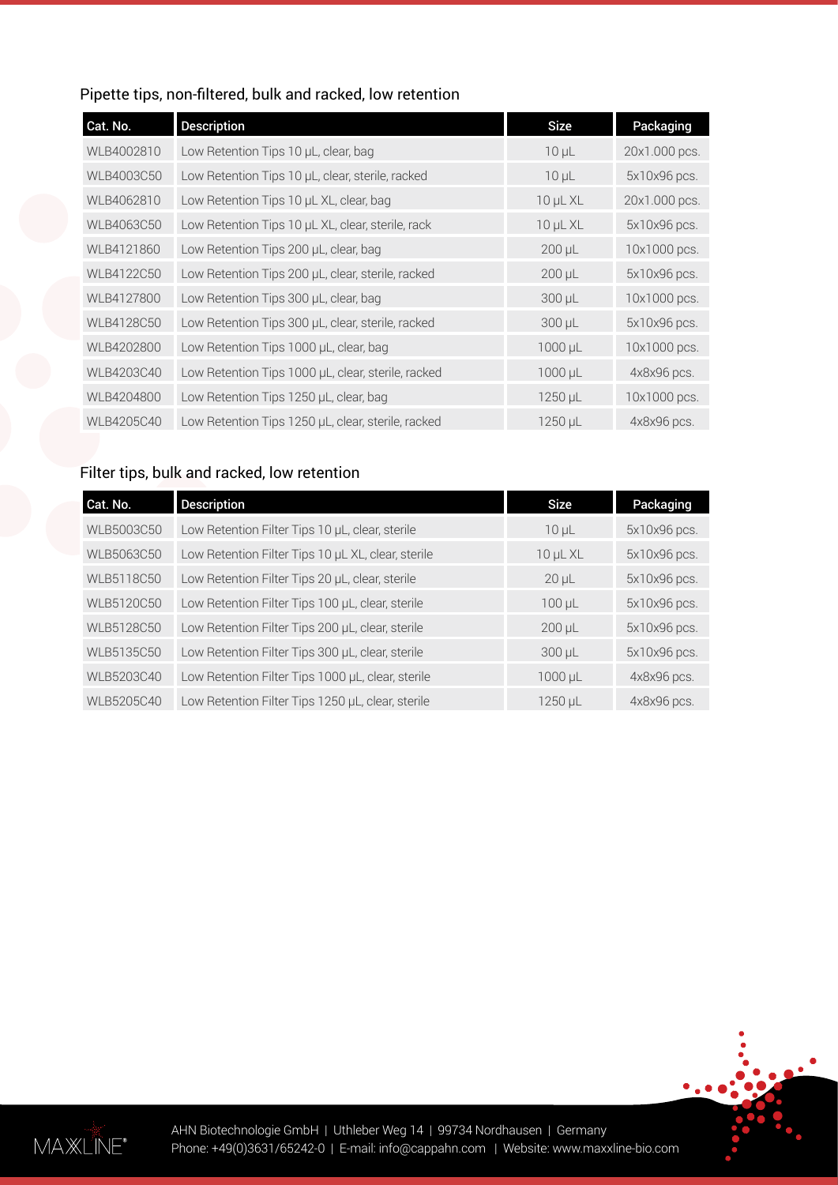## Pipette tips, non-filtered, bulk and racked, low retention

| Cat. No. | Description | Size | Packaging |
|---|---|---|---|
| WLB4002810 | Low Retention Tips 10 µL, clear, bag | 10 µL | 20x1.000 pcs. |
| WLB4003C50 | Low Retention Tips 10 µL, clear, sterile, racked | 10 µL | 5x10x96 pcs. |
| WLB4062810 | Low Retention Tips 10 µL XL, clear, bag | 10 µL XL | 20x1.000 pcs. |
| WLB4063C50 | Low Retention Tips 10 µL XL, clear, sterile, rack | 10 µL XL | 5x10x96 pcs. |
| WLB4121860 | Low Retention Tips 200 µL, clear, bag | 200 µL | 10x1000 pcs. |
| WLB4122C50 | Low Retention Tips 200 µL, clear, sterile, racked | 200 µL | 5x10x96 pcs. |
| WLB4127800 | Low Retention Tips 300 µL, clear, bag | 300 µL | 10x1000 pcs. |
| WLB4128C50 | Low Retention Tips 300 µL, clear, sterile, racked | 300 µL | 5x10x96 pcs. |
| WLB4202800 | Low Retention Tips 1000 µL, clear, bag | 1000 µL | 10x1000 pcs. |
| WLB4203C40 | Low Retention Tips 1000 µL, clear, sterile, racked | 1000 µL | 4x8x96 pcs. |
| WLB4204800 | Low Retention Tips 1250 µL, clear, bag | 1250 µL | 10x1000 pcs. |
| WLB4205C40 | Low Retention Tips 1250 µL, clear, sterile, racked | 1250 µL | 4x8x96 pcs. |

## Filter tips, bulk and racked, low retention

| Cat. No. | Description | Size | Packaging |
|---|---|---|---|
| WLB5003C50 | Low Retention Filter Tips 10 µL, clear, sterile | 10 µL | 5x10x96 pcs. |
| WLB5063C50 | Low Retention Filter Tips 10 µL XL, clear, sterile | 10 µL XL | 5x10x96 pcs. |
| WLB5118C50 | Low Retention Filter Tips 20 µL, clear, sterile | 20 µL | 5x10x96 pcs. |
| WLB5120C50 | Low Retention Filter Tips 100 µL, clear, sterile | 100 µL | 5x10x96 pcs. |
| WLB5128C50 | Low Retention Filter Tips 200 µL, clear, sterile | 200 µL | 5x10x96 pcs. |
| WLB5135C50 | Low Retention Filter Tips 300 µL, clear, sterile | 300 µL | 5x10x96 pcs. |
| WLB5203C40 | Low Retention Filter Tips 1000 µL, clear, sterile | 1000 µL | 4x8x96 pcs. |
| WLB5205C40 | Low Retention Filter Tips 1250 µL, clear, sterile | 1250 µL | 4x8x96 pcs. |

MAXXLINE®

AHN Biotechnologie GmbH | Uthleber Weg 14 | 99734 Nordhausen | Germany
Phone: +49(0)3631/65242-0 | E-mail: info@cappahn.com | Website: www.maxxline-bio.com